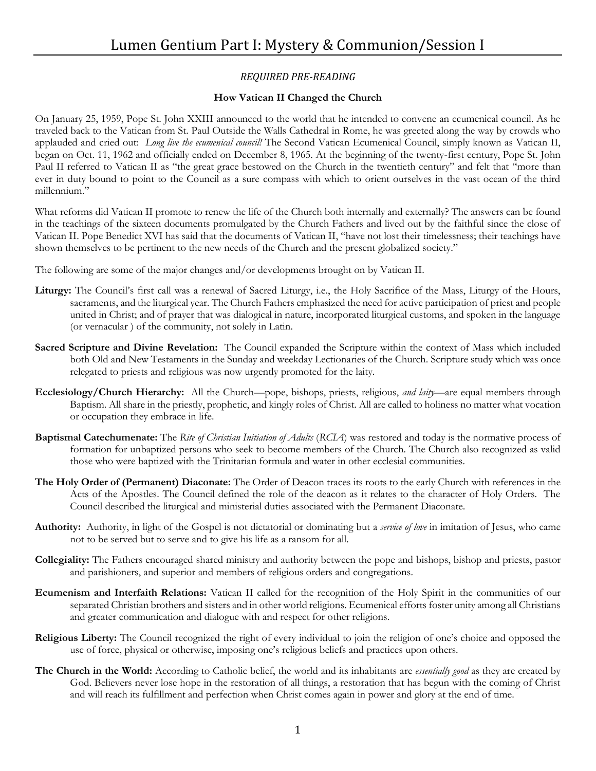# Lumen Gentium Part I: Mystery & Communion/Session I

*REQUIRED PRE-READING*

**How Vatican II Changed the Church**

On January 25, 1959, Pope St. John XXIII announced to the world that he intended to convene an ecumenical council. As he traveled back to the Vatican from St. Paul Outside the Walls Cathedral in Rome, he was greeted along the way by crowds who applauded and cried out: *Long live the ecumenical council!* The Second Vatican Ecumenical Council, simply known as Vatican II, began on Oct. 11, 1962 and officially ended on December 8, 1965. At the beginning of the twenty-first century, Pope St. John Paul II referred to Vatican II as "the great grace bestowed on the Church in the twentieth century" and felt that "more than ever in duty bound to point to the Council as a sure compass with which to orient ourselves in the vast ocean of the third millennium."

What reforms did Vatican II promote to renew the life of the Church both internally and externally? The answers can be found in the teachings of the sixteen documents promulgated by the Church Fathers and lived out by the faithful since the close of Vatican II. Pope Benedict XVI has said that the documents of Vatican II, "have not lost their timelessness; their teachings have shown themselves to be pertinent to the new needs of the Church and the present globalized society."

The following are some of the major changes and/or developments brought on by Vatican II.

**Liturgy:** The Council's first call was a renewal of Sacred Liturgy, i.e., the Holy Sacrifice of the Mass, Liturgy of the Hours, sacraments, and the liturgical year. The Church Fathers emphasized the need for active participation of priest and people united in Christ; and of prayer that was dialogical in nature, incorporated liturgical customs, and spoken in the language (or vernacular ) of the community, not solely in Latin.

**Sacred Scripture and Divine Revelation:** The Council expanded the Scripture within the context of Mass which included both Old and New Testaments in the Sunday and weekday Lectionaries of the Church. Scripture study which was once relegated to priests and religious was now urgently promoted for the laity.

**Ecclesiology/Church Hierarchy:** All the Church—pope, bishops, priests, religious, *and laity*—are equal members through Baptism. All share in the priestly, prophetic, and kingly roles of Christ. All are called to holiness no matter what vocation or occupation they embrace in life.

**Baptismal Catechumenate:** The *Rite of Christian Initiation of Adults* (*RCIA*) was restored and today is the normative process of formation for unbaptized persons who seek to become members of the Church. The Church also recognized as valid those who were baptized with the Trinitarian formula and water in other ecclesial communities.

**The Holy Order of (Permanent) Diaconate:** The Order of Deacon traces its roots to the early Church with references in the Acts of the Apostles. The Council defined the role of the deacon as it relates to the character of Holy Orders. The Council described the liturgical and ministerial duties associated with the Permanent Diaconate.

**Authority:** Authority, in light of the Gospel is not dictatorial or dominating but a *service of love* in imitation of Jesus, who came not to be served but to serve and to give his life as a ransom for all.

**Collegiality:** The Fathers encouraged shared ministry and authority between the pope and bishops, bishop and priests, pastor and parishioners, and superior and members of religious orders and congregations.

**Ecumenism and Interfaith Relations:** Vatican II called for the recognition of the Holy Spirit in the communities of our separated Christian brothers and sisters and in other world religions. Ecumenical efforts foster unity among all Christians and greater communication and dialogue with and respect for other religions.

**Religious Liberty:** The Council recognized the right of every individual to join the religion of one's choice and opposed the use of force, physical or otherwise, imposing one's religious beliefs and practices upon others.

**The Church in the World:** According to Catholic belief, the world and its inhabitants are *essentially good* as they are created by God. Believers never lose hope in the restoration of all things, a restoration that has begun with the coming of Christ and will reach its fulfillment and perfection when Christ comes again in power and glory at the end of time.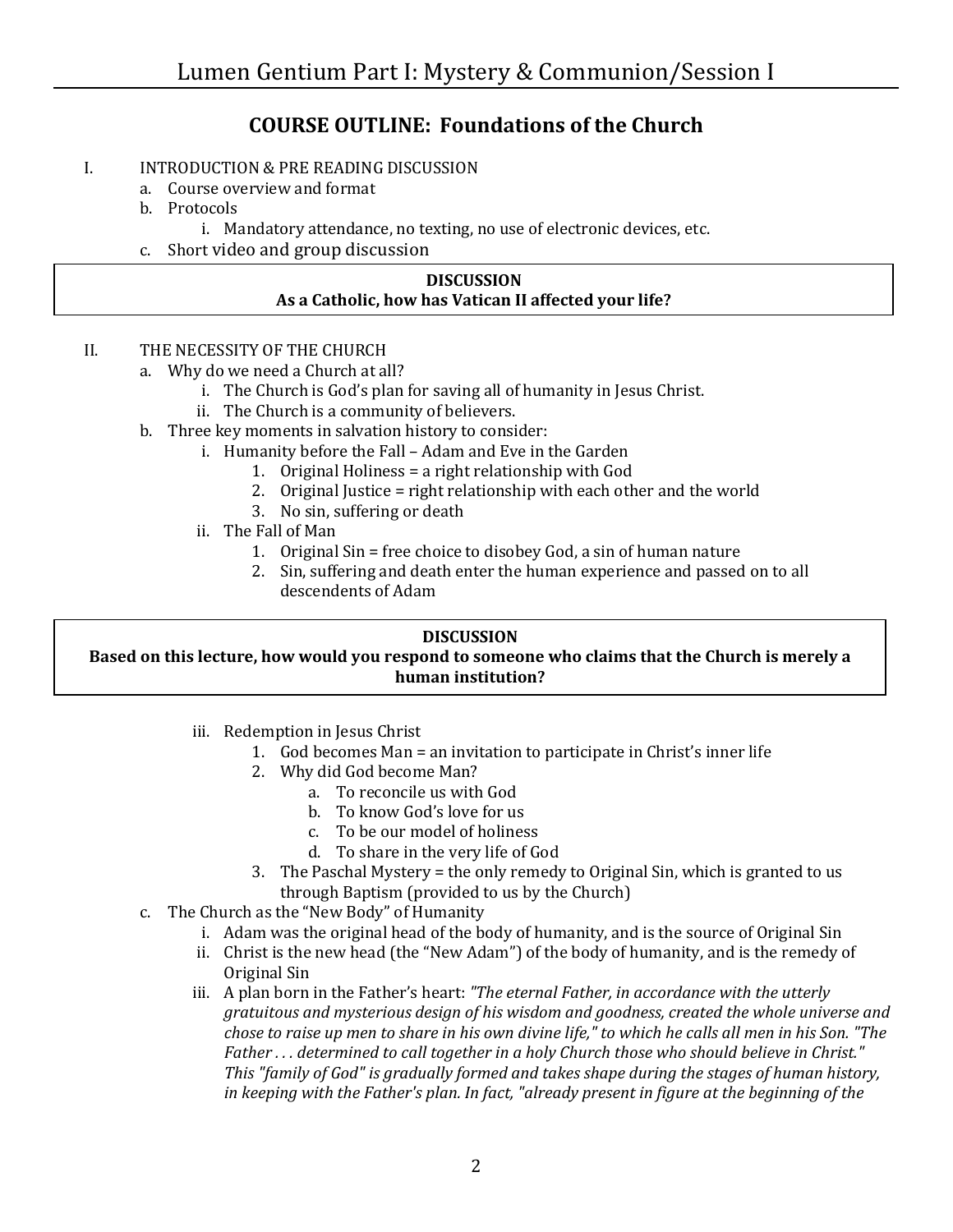## COURSE OUTLINE: Foundations of the Church

I. INTRODUCTION & PRE READING DISCUSSION
   a. Course overview and format
   b. Protocols
      i. Mandatory attendance, no texting, no use of electronic devices, etc.
   c. Short video and group discussion

> **DISCUSSION**
> **As a Catholic, how has Vatican II affected your life?**

II. THE NECESSITY OF THE CHURCH
   a. Why do we need a Church at all?
      i. The Church is God's plan for saving all of humanity in Jesus Christ.
      ii. The Church is a community of believers.
   b. Three key moments in salvation history to consider:
      i. Humanity before the Fall – Adam and Eve in the Garden
         1. Original Holiness = a right relationship with God
         2. Original Justice = right relationship with each other and the world
         3. No sin, suffering or death
      ii. The Fall of Man
         1. Original Sin = free choice to disobey God, a sin of human nature
         2. Sin, suffering and death enter the human experience and passed on to all descendents of Adam

> **DISCUSSION**
> **Based on this lecture, how would you respond to someone who claims that the Church is merely a human institution?**

      iii. Redemption in Jesus Christ
         1. God becomes Man = an invitation to participate in Christ's inner life
         2. Why did God become Man?
            a. To reconcile us with God
            b. To know God's love for us
            c. To be our model of holiness
            d. To share in the very life of God
         3. The Paschal Mystery = the only remedy to Original Sin, which is granted to us through Baptism (provided to us by the Church)
   c. The Church as the "New Body" of Humanity
      i. Adam was the original head of the body of humanity, and is the source of Original Sin
      ii. Christ is the new head (the "New Adam") of the body of humanity, and is the remedy of Original Sin
      iii. A plan born in the Father's heart: *"The eternal Father, in accordance with the utterly gratuitous and mysterious design of his wisdom and goodness, created the whole universe and chose to raise up men to share in his own divine life," to which he calls all men in his Son. "The Father . . . determined to call together in a holy Church those who should believe in Christ." This "family of God" is gradually formed and takes shape during the stages of human history, in keeping with the Father's plan. In fact, "already present in figure at the beginning of the*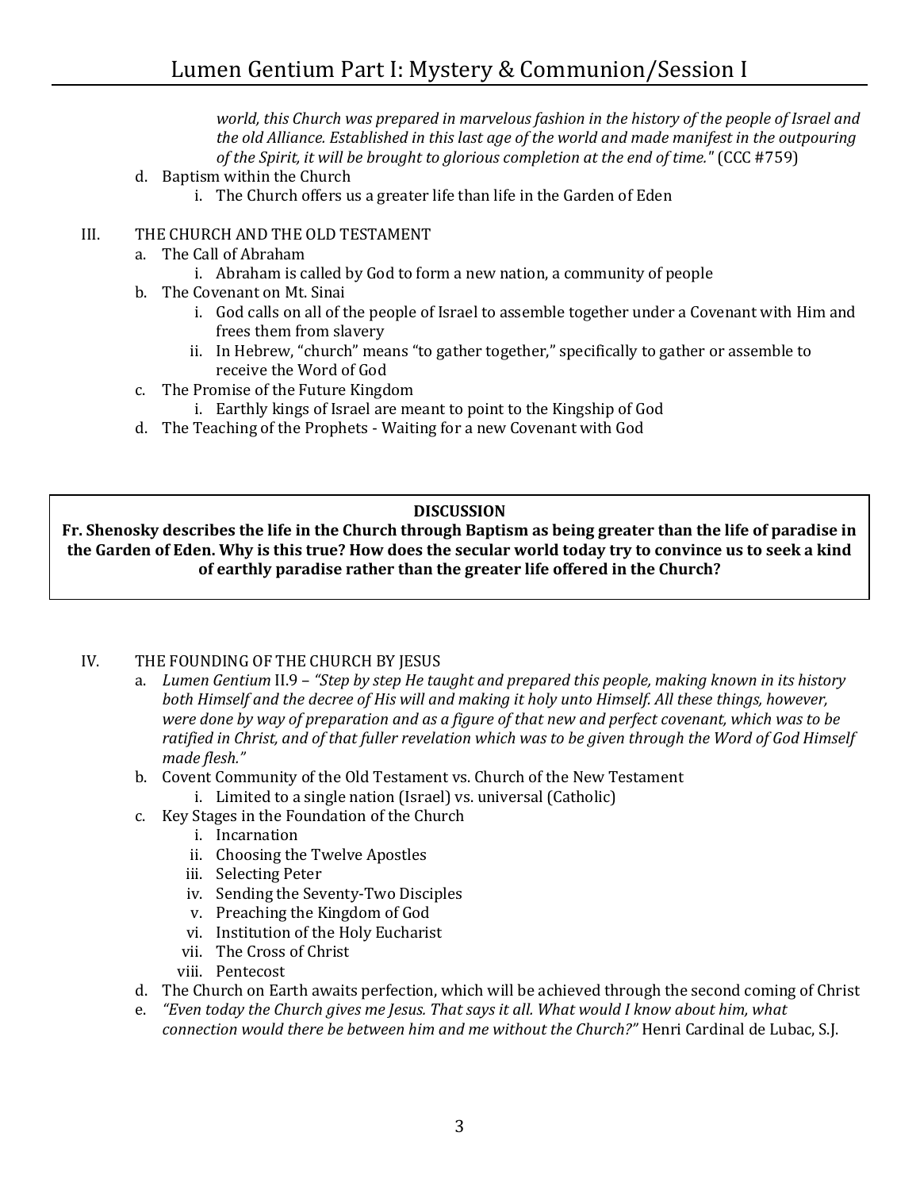*world, this Church was prepared in marvelous fashion in the history of the people of Israel and the old Alliance. Established in this last age of the world and made manifest in the outpouring of the Spirit, it will be brought to glorious completion at the end of time."* (CCC #759)

d. Baptism within the Church
   i. The Church offers us a greater life than life in the Garden of Eden

III. THE CHURCH AND THE OLD TESTAMENT
   a. The Call of Abraham
      i. Abraham is called by God to form a new nation, a community of people
   b. The Covenant on Mt. Sinai
      i. God calls on all of the people of Israel to assemble together under a Covenant with Him and frees them from slavery
      ii. In Hebrew, "church" means "to gather together," specifically to gather or assemble to receive the Word of God
   c. The Promise of the Future Kingdom
      i. Earthly kings of Israel are meant to point to the Kingship of God
   d. The Teaching of the Prophets - Waiting for a new Covenant with God

**DISCUSSION**

**Fr. Shenosky describes the life in the Church through Baptism as being greater than the life of paradise in the Garden of Eden. Why is this true? How does the secular world today try to convince us to seek a kind of earthly paradise rather than the greater life offered in the Church?**

IV. THE FOUNDING OF THE CHURCH BY JESUS
   a. *Lumen Gentium* II.9 – *"Step by step He taught and prepared this people, making known in its history both Himself and the decree of His will and making it holy unto Himself. All these things, however, were done by way of preparation and as a figure of that new and perfect covenant, which was to be ratified in Christ, and of that fuller revelation which was to be given through the Word of God Himself made flesh."*
   b. Covent Community of the Old Testament vs. Church of the New Testament
      i. Limited to a single nation (Israel) vs. universal (Catholic)
   c. Key Stages in the Foundation of the Church
      i. Incarnation
      ii. Choosing the Twelve Apostles
      iii. Selecting Peter
      iv. Sending the Seventy-Two Disciples
      v. Preaching the Kingdom of God
      vi. Institution of the Holy Eucharist
      vii. The Cross of Christ
      viii. Pentecost
   d. The Church on Earth awaits perfection, which will be achieved through the second coming of Christ
   e. *"Even today the Church gives me Jesus. That says it all. What would I know about him, what connection would there be between him and me without the Church?"* Henri Cardinal de Lubac, S.J.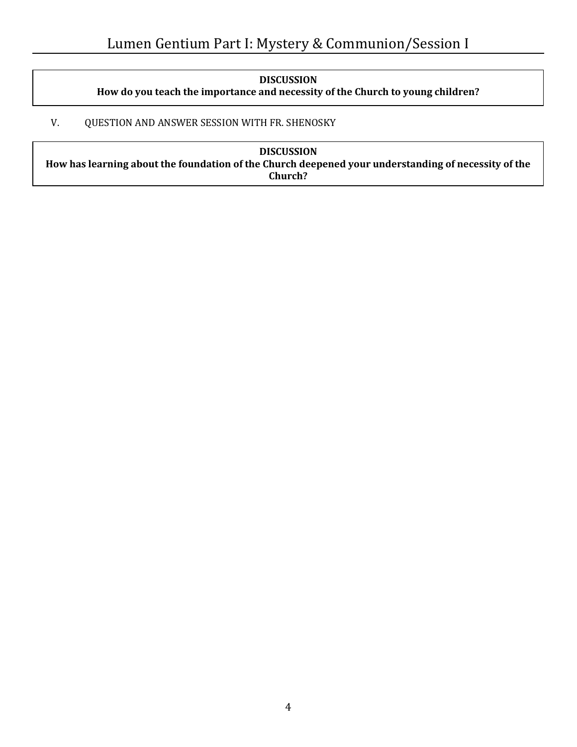**DISCUSSION**
**How do you teach the importance and necessity of the Church to young children?**

V. QUESTION AND ANSWER SESSION WITH FR. SHENOSKY

**DISCUSSION**
**How has learning about the foundation of the Church deepened your understanding of necessity of the Church?**